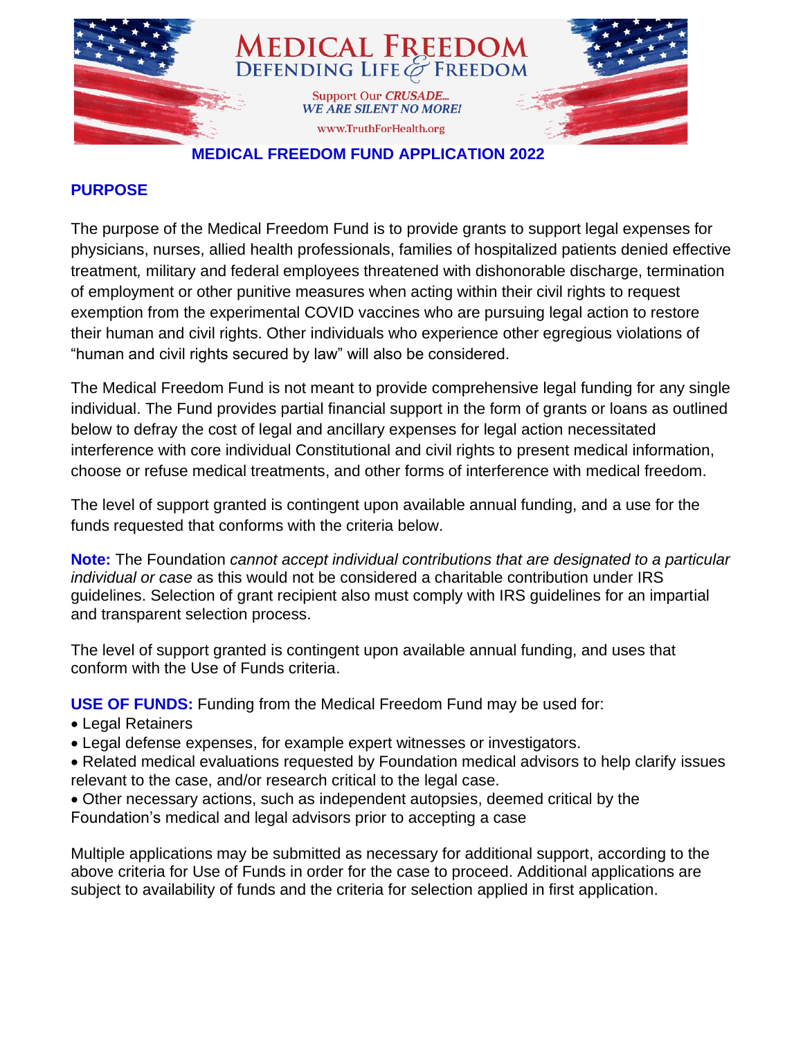# MEDICAL FREEDOM

## DEFENDING LIFE & FREEDOM

Support Our *CRUSADE...*
*WE ARE SILENT NO MORE!*

www.TruthForHealth.org

## MEDICAL FREEDOM FUND APPLICATION 2022

### PURPOSE

The purpose of the Medical Freedom Fund is to provide grants to support legal expenses for physicians, nurses, allied health professionals, families of hospitalized patients denied effective treatment*,* military and federal employees threatened with dishonorable discharge, termination of employment or other punitive measures when acting within their civil rights to request exemption from the experimental COVID vaccines who are pursuing legal action to restore their human and civil rights. Other individuals who experience other egregious violations of "human and civil rights secured by law" will also be considered.

The Medical Freedom Fund is not meant to provide comprehensive legal funding for any single individual. The Fund provides partial financial support in the form of grants or loans as outlined below to defray the cost of legal and ancillary expenses for legal action necessitated interference with core individual Constitutional and civil rights to present medical information, choose or refuse medical treatments, and other forms of interference with medical freedom.

The level of support granted is contingent upon available annual funding, and a use for the funds requested that conforms with the criteria below.

**Note:** The Foundation *cannot accept individual contributions that are designated to a particular individual or case* as this would not be considered a charitable contribution under IRS guidelines. Selection of grant recipient also must comply with IRS guidelines for an impartial and transparent selection process.

The level of support granted is contingent upon available annual funding, and uses that conform with the Use of Funds criteria.

**USE OF FUNDS:** Funding from the Medical Freedom Fund may be used for:

- Legal Retainers
- Legal defense expenses, for example expert witnesses or investigators.
- Related medical evaluations requested by Foundation medical advisors to help clarify issues relevant to the case, and/or research critical to the legal case.
- Other necessary actions, such as independent autopsies, deemed critical by the Foundation's medical and legal advisors prior to accepting a case

Multiple applications may be submitted as necessary for additional support, according to the above criteria for Use of Funds in order for the case to proceed. Additional applications are subject to availability of funds and the criteria for selection applied in first application.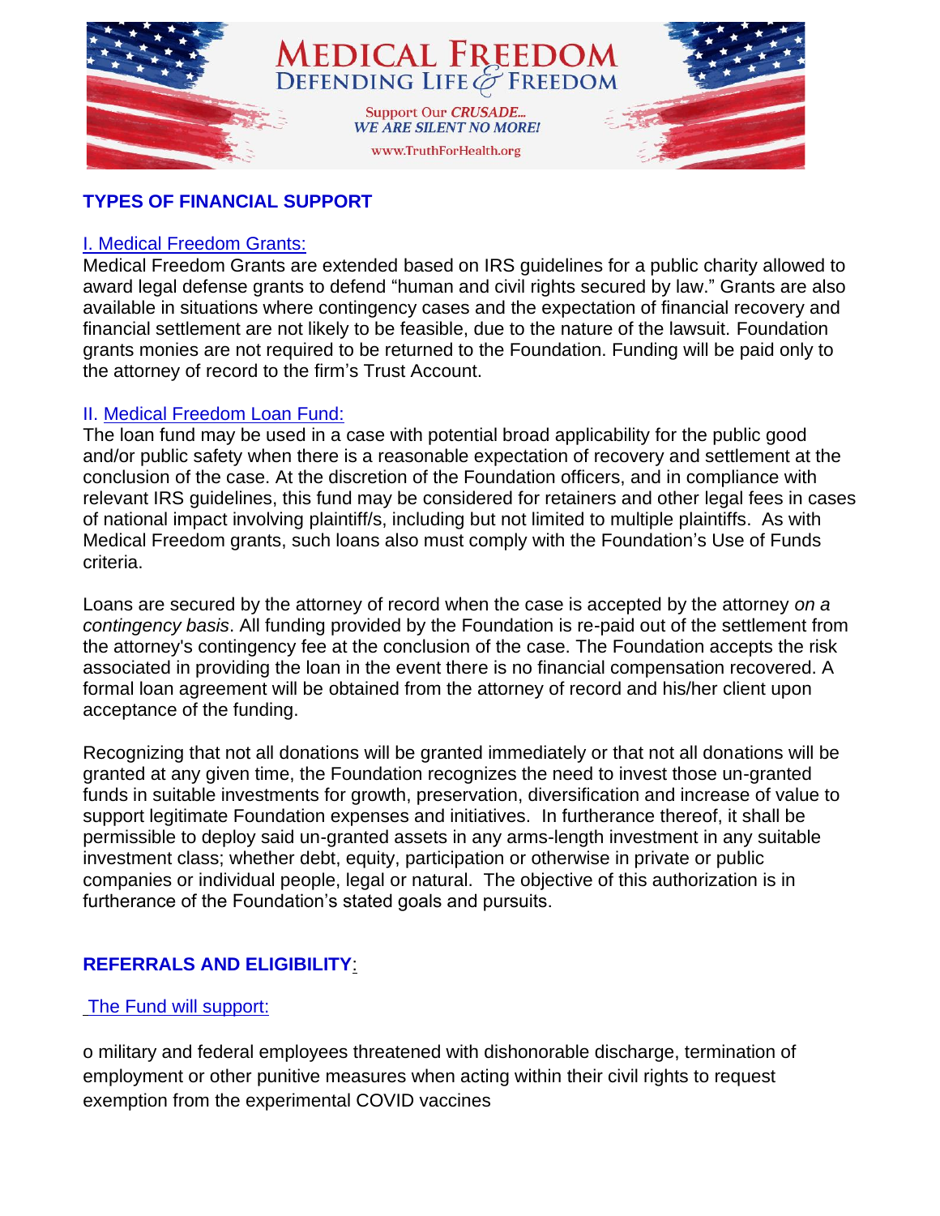## TYPES OF FINANCIAL SUPPORT

### I. Medical Freedom Grants:

Medical Freedom Grants are extended based on IRS guidelines for a public charity allowed to award legal defense grants to defend “human and civil rights secured by law.” Grants are also available in situations where contingency cases and the expectation of financial recovery and financial settlement are not likely to be feasible, due to the nature of the lawsuit. Foundation grants monies are not required to be returned to the Foundation. Funding will be paid only to the attorney of record to the firm’s Trust Account.

### II. Medical Freedom Loan Fund:

The loan fund may be used in a case with potential broad applicability for the public good and/or public safety when there is a reasonable expectation of recovery and settlement at the conclusion of the case. At the discretion of the Foundation officers, and in compliance with relevant IRS guidelines, this fund may be considered for retainers and other legal fees in cases of national impact involving plaintiff/s, including but not limited to multiple plaintiffs. As with Medical Freedom grants, such loans also must comply with the Foundation’s Use of Funds criteria.

Loans are secured by the attorney of record when the case is accepted by the attorney *on a contingency basis*. All funding provided by the Foundation is re-paid out of the settlement from the attorney's contingency fee at the conclusion of the case. The Foundation accepts the risk associated in providing the loan in the event there is no financial compensation recovered. A formal loan agreement will be obtained from the attorney of record and his/her client upon acceptance of the funding.

Recognizing that not all donations will be granted immediately or that not all donations will be granted at any given time, the Foundation recognizes the need to invest those un-granted funds in suitable investments for growth, preservation, diversification and increase of value to support legitimate Foundation expenses and initiatives. In furtherance thereof, it shall be permissible to deploy said un-granted assets in any arms-length investment in any suitable investment class; whether debt, equity, participation or otherwise in private or public companies or individual people, legal or natural. The objective of this authorization is in furtherance of the Foundation’s stated goals and pursuits.

## REFERRALS AND ELIGIBILITY:

### The Fund will support:

- military and federal employees threatened with dishonorable discharge, termination of employment or other punitive measures when acting within their civil rights to request exemption from the experimental COVID vaccines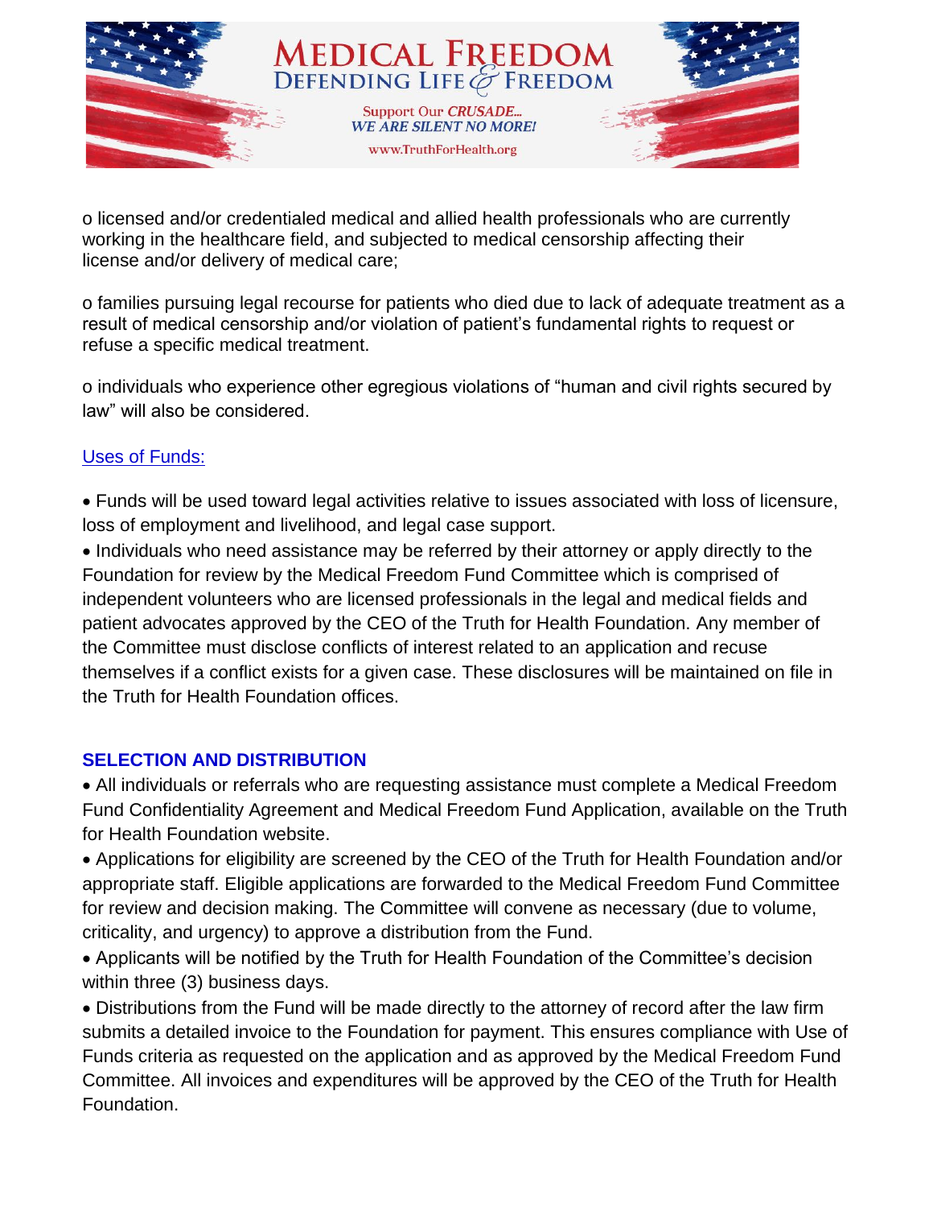o licensed and/or credentialed medical and allied health professionals who are currently working in the healthcare field, and subjected to medical censorship affecting their license and/or delivery of medical care;

o families pursuing legal recourse for patients who died due to lack of adequate treatment as a result of medical censorship and/or violation of patient's fundamental rights to request or refuse a specific medical treatment.

o individuals who experience other egregious violations of "human and civil rights secured by law" will also be considered.

Uses of Funds:

- Funds will be used toward legal activities relative to issues associated with loss of licensure, loss of employment and livelihood, and legal case support.
- Individuals who need assistance may be referred by their attorney or apply directly to the Foundation for review by the Medical Freedom Fund Committee which is comprised of independent volunteers who are licensed professionals in the legal and medical fields and patient advocates approved by the CEO of the Truth for Health Foundation. Any member of the Committee must disclose conflicts of interest related to an application and recuse themselves if a conflict exists for a given case. These disclosures will be maintained on file in the Truth for Health Foundation offices.

## SELECTION AND DISTRIBUTION

- All individuals or referrals who are requesting assistance must complete a Medical Freedom Fund Confidentiality Agreement and Medical Freedom Fund Application, available on the Truth for Health Foundation website.
- Applications for eligibility are screened by the CEO of the Truth for Health Foundation and/or appropriate staff. Eligible applications are forwarded to the Medical Freedom Fund Committee for review and decision making. The Committee will convene as necessary (due to volume, criticality, and urgency) to approve a distribution from the Fund.
- Applicants will be notified by the Truth for Health Foundation of the Committee's decision within three (3) business days.
- Distributions from the Fund will be made directly to the attorney of record after the law firm submits a detailed invoice to the Foundation for payment. This ensures compliance with Use of Funds criteria as requested on the application and as approved by the Medical Freedom Fund Committee. All invoices and expenditures will be approved by the CEO of the Truth for Health Foundation.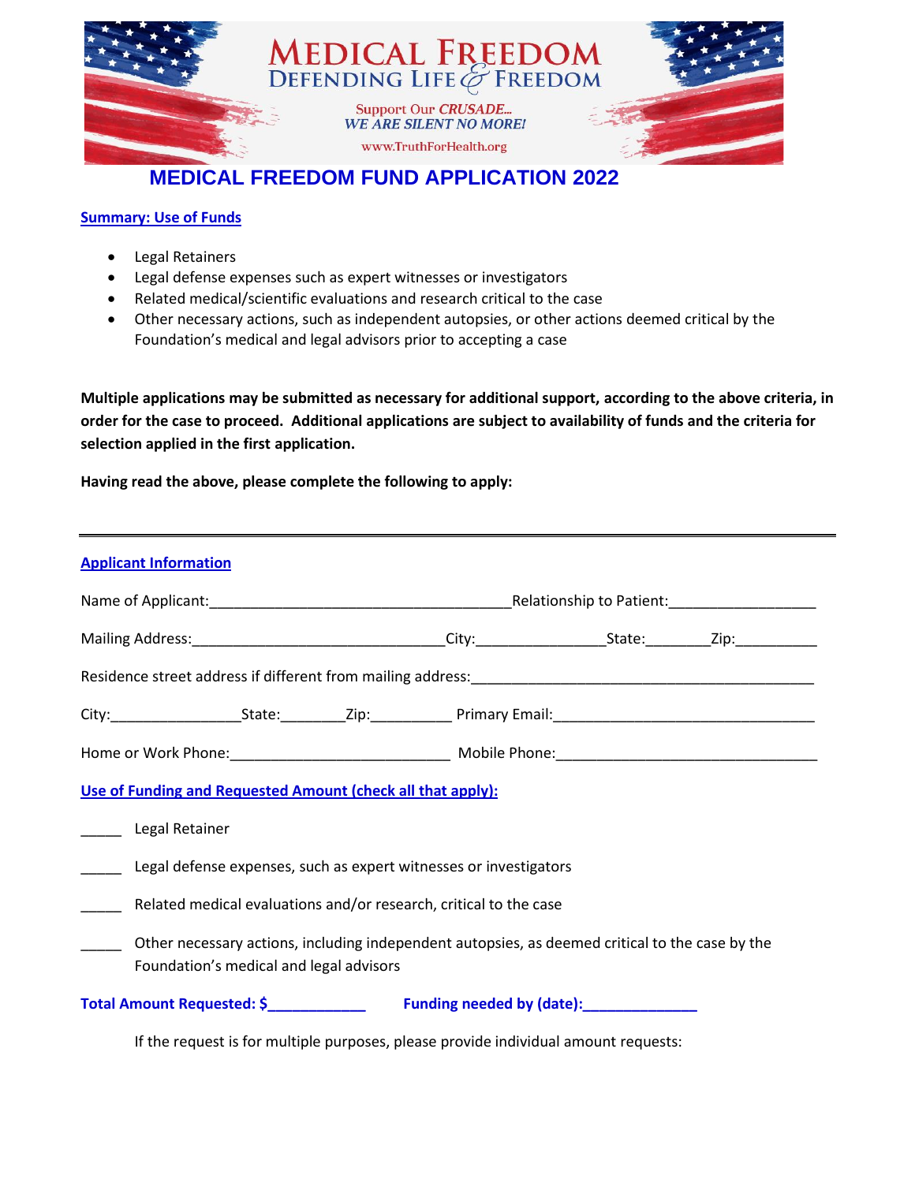MEDICAL FREEDOM
DEFENDING LIFE & FREEDOM

Support Our *CRUSADE...*
*WE ARE SILENT NO MORE!*

www.TruthForHealth.org

# MEDICAL FREEDOM FUND APPLICATION 2022

## Summary: Use of Funds

- Legal Retainers
- Legal defense expenses such as expert witnesses or investigators
- Related medical/scientific evaluations and research critical to the case
- Other necessary actions, such as independent autopsies, or other actions deemed critical by the Foundation's medical and legal advisors prior to accepting a case

**Multiple applications may be submitted as necessary for additional support, according to the above criteria, in order for the case to proceed. Additional applications are subject to availability of funds and the criteria for selection applied in the first application.**

**Having read the above, please complete the following to apply:**

---

## Applicant Information

Name of Applicant:_____________________________________Relationship to Patient:__________________

Mailing Address:_______________________________City:_______________State:________Zip:__________

Residence street address if different from mailing address:_________________________________________

City:________________State:________Zip:__________ Primary Email:________________________________

Home or Work Phone:___________________________ Mobile Phone:________________________________

## Use of Funding and Requested Amount (check all that apply):

_____ Legal Retainer

_____ Legal defense expenses, such as expert witnesses or investigators

_____ Related medical evaluations and/or research, critical to the case

_____ Other necessary actions, including independent autopsies, as deemed critical to the case by the Foundation's medical and legal advisors

**Total Amount Requested: $____________** **Funding needed by (date):______________**

If the request is for multiple purposes, please provide individual amount requests: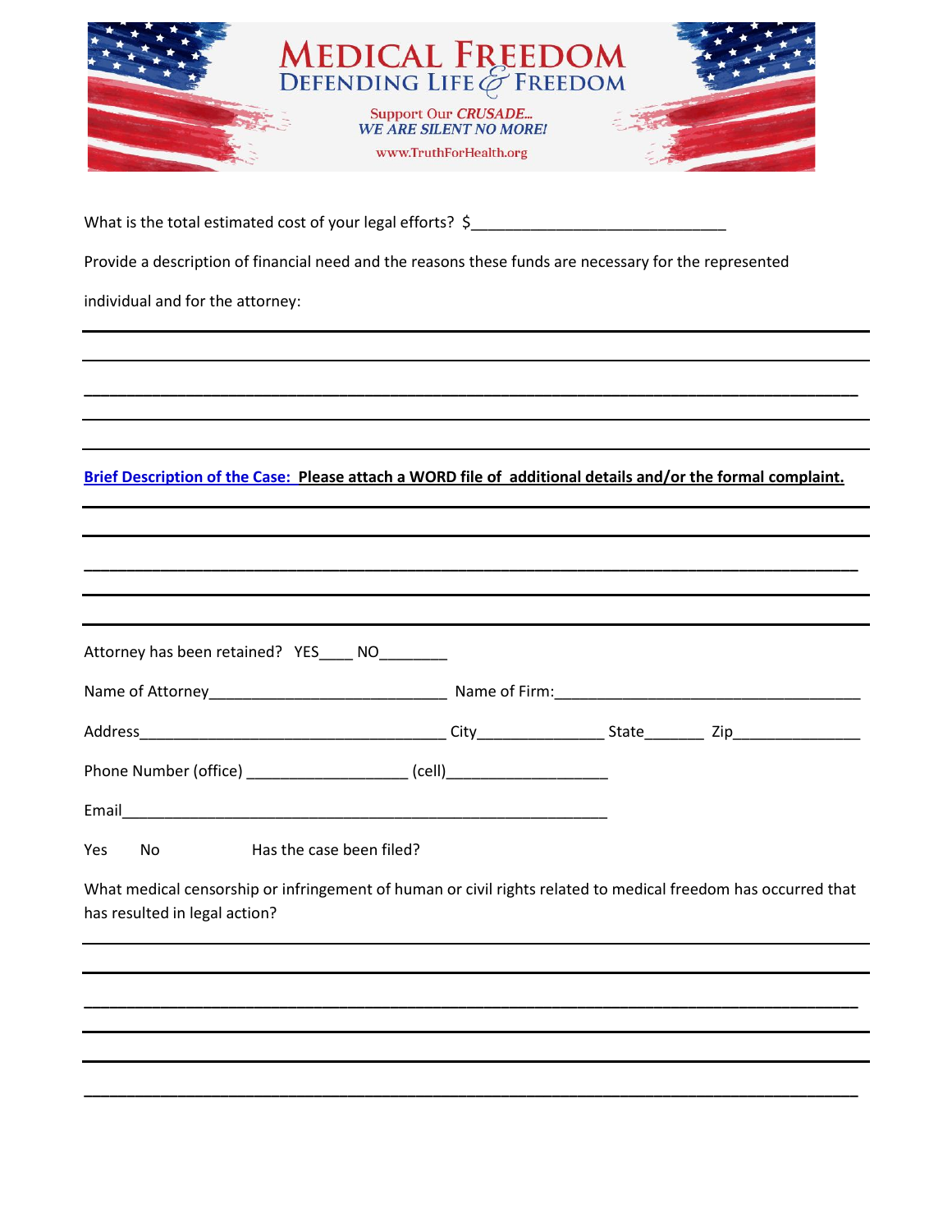# MEDICAL FREEDOM

## DEFENDING LIFE & FREEDOM

Support Our *CRUSADE...*

*WE ARE SILENT NO MORE!*

www.TruthForHealth.org

What is the total estimated cost of your legal efforts? $______________________________

Provide a description of financial need and the reasons these funds are necessary for the represented individual and for the attorney:

___________________________________________________________________________________

___________________________________________________________________________________

___________________________________________________________________________________

___________________________________________________________________________________

___________________________________________________________________________________

**Brief Description of the Case: Please attach a WORD file of additional details and/or the formal complaint.**

___________________________________________________________________________________

___________________________________________________________________________________

___________________________________________________________________________________

___________________________________________________________________________________

___________________________________________________________________________________

Attorney has been retained? YES____ NO________

Name of Attorney____________________________ Name of Firm:____________________________________

Address____________________________________ City_______________ State_______ Zip_______________

Phone Number (office) ___________________ (cell)___________________

Email___________________________________________________________

Yes No Has the case been filed?

What medical censorship or infringement of human or civil rights related to medical freedom has occurred that has resulted in legal action?

___________________________________________________________________________________

___________________________________________________________________________________

___________________________________________________________________________________

___________________________________________________________________________________

___________________________________________________________________________________

___________________________________________________________________________________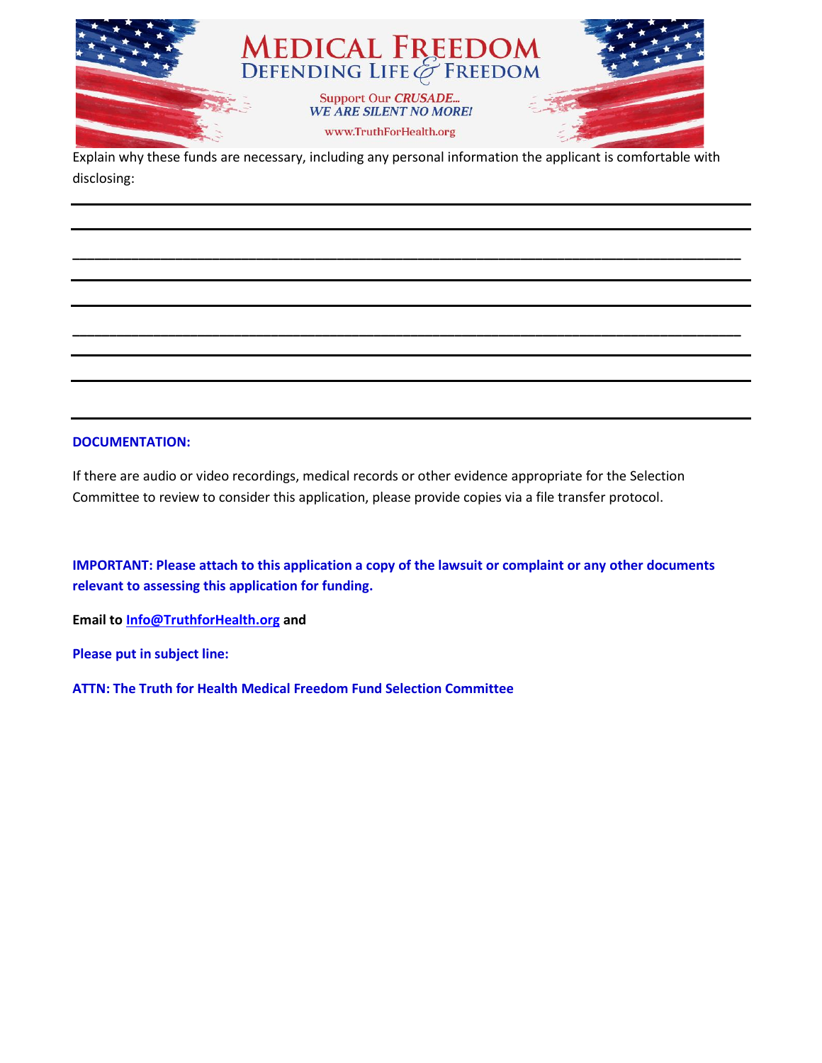MEDICAL FREEDOM
DEFENDING LIFE & FREEDOM

Support Our *CRUSADE...*
*WE ARE SILENT NO MORE!*

www.TruthForHealth.org

Explain why these funds are necessary, including any personal information the applicant is comfortable with disclosing:

___

___

___

___

___

___

___

___

___

**DOCUMENTATION:**

If there are audio or video recordings, medical records or other evidence appropriate for the Selection Committee to review to consider this application, please provide copies via a file transfer protocol.

**IMPORTANT: Please attach to this application a copy of the lawsuit or complaint or any other documents relevant to assessing this application for funding.**

**Email to Info@TruthforHealth.org and**

**Please put in subject line:**

**ATTN: The Truth for Health Medical Freedom Fund Selection Committee**